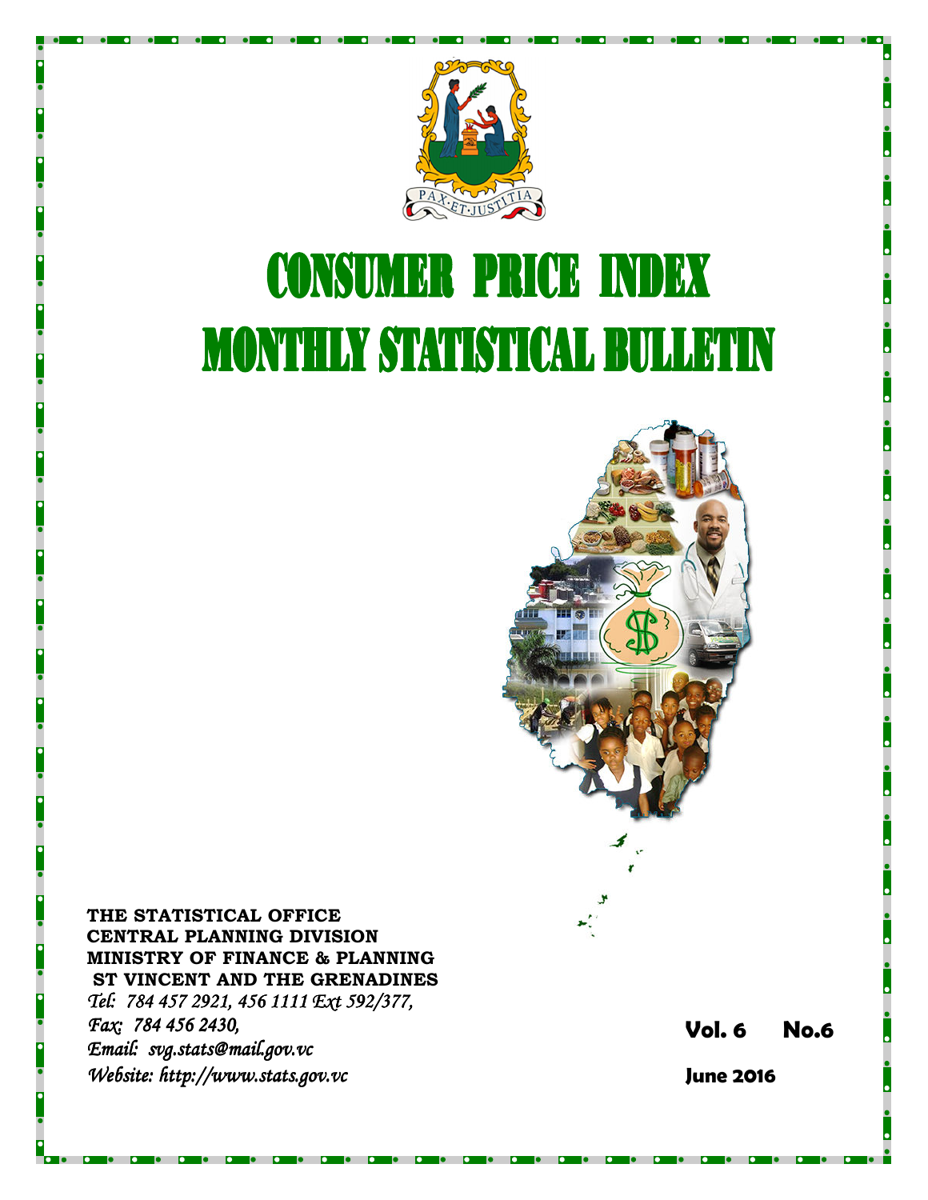# CONSUMER PRICE INDEX

# MONTHLY STATISTICAL BULLETIN

**THE STATISTICAL OFFICE**
**CENTRAL PLANNING DIVISION**
**MINISTRY OF FINANCE & PLANNING**
**ST VINCENT AND THE GRENADINES**

*Tel: 784 457 2921, 456 1111 Ext 592/377,*
*Fax: 784 456 2430,*
*Email: svg.stats@mail.gov.vc*
*Website: http://www.stats.gov.vc*

**Vol. 6 No.6**

**June 2016**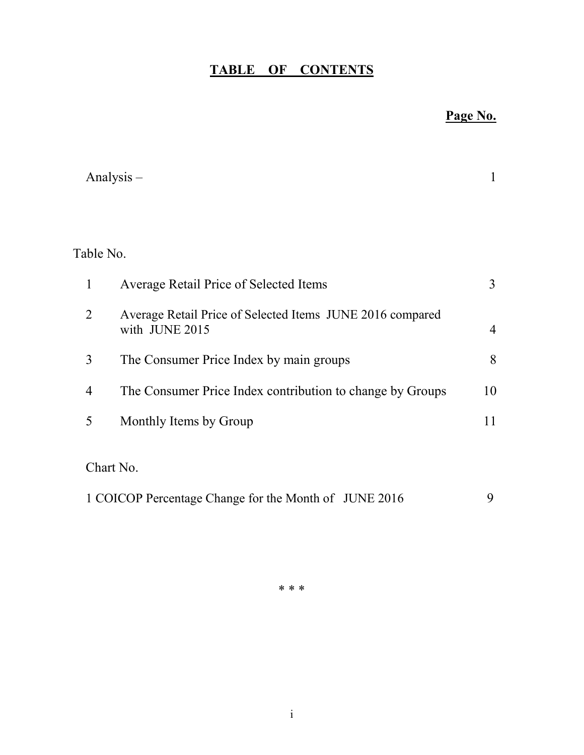# TABLE OF CONTENTS

| | | Page No. |
|---|---|---|
| Analysis – | | 1 |
| **Table No.** | | |
| 1 | Average Retail Price of Selected Items | 3 |
| 2 | Average Retail Price of Selected Items JUNE 2016 compared with JUNE 2015 | 4 |
| 3 | The Consumer Price Index by main groups | 8 |
| 4 | The Consumer Price Index contribution to change by Groups | 10 |
| 5 | Monthly Items by Group | 11 |
| **Chart No.** | | |
| 1 | COICOP Percentage Change for the Month of JUNE 2016 | 9 |

\* \* \*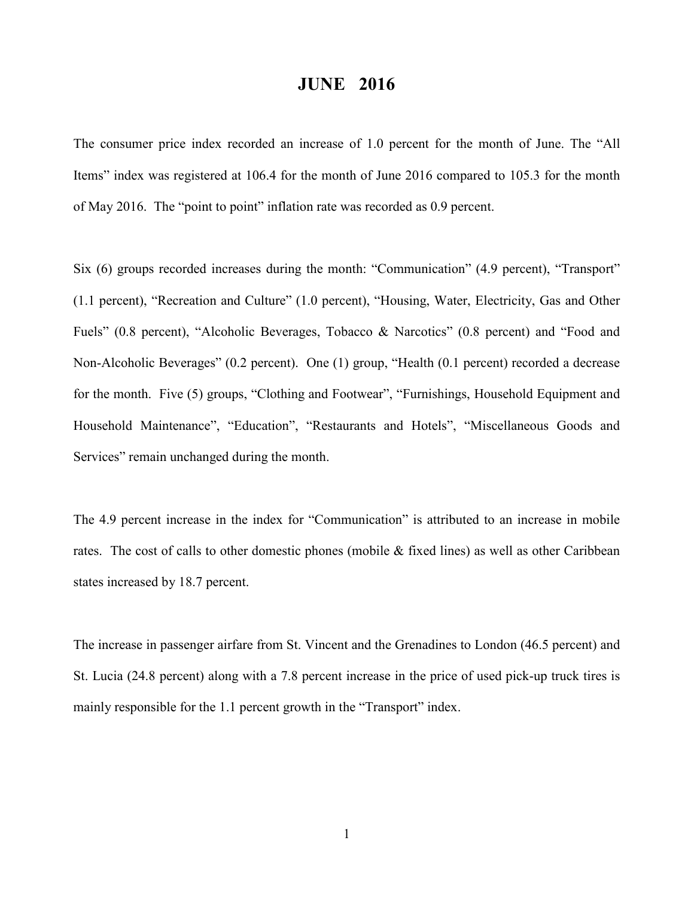# JUNE 2016

The consumer price index recorded an increase of 1.0 percent for the month of June. The "All Items" index was registered at 106.4 for the month of June 2016 compared to 105.3 for the month of May 2016. The "point to point" inflation rate was recorded as 0.9 percent.

Six (6) groups recorded increases during the month: "Communication" (4.9 percent), "Transport" (1.1 percent), "Recreation and Culture" (1.0 percent), "Housing, Water, Electricity, Gas and Other Fuels" (0.8 percent), "Alcoholic Beverages, Tobacco & Narcotics" (0.8 percent) and "Food and Non-Alcoholic Beverages" (0.2 percent). One (1) group, "Health (0.1 percent) recorded a decrease for the month. Five (5) groups, "Clothing and Footwear", "Furnishings, Household Equipment and Household Maintenance", "Education", "Restaurants and Hotels", "Miscellaneous Goods and Services" remain unchanged during the month.

The 4.9 percent increase in the index for "Communication" is attributed to an increase in mobile rates. The cost of calls to other domestic phones (mobile & fixed lines) as well as other Caribbean states increased by 18.7 percent.

The increase in passenger airfare from St. Vincent and the Grenadines to London (46.5 percent) and St. Lucia (24.8 percent) along with a 7.8 percent increase in the price of used pick-up truck tires is mainly responsible for the 1.1 percent growth in the "Transport" index.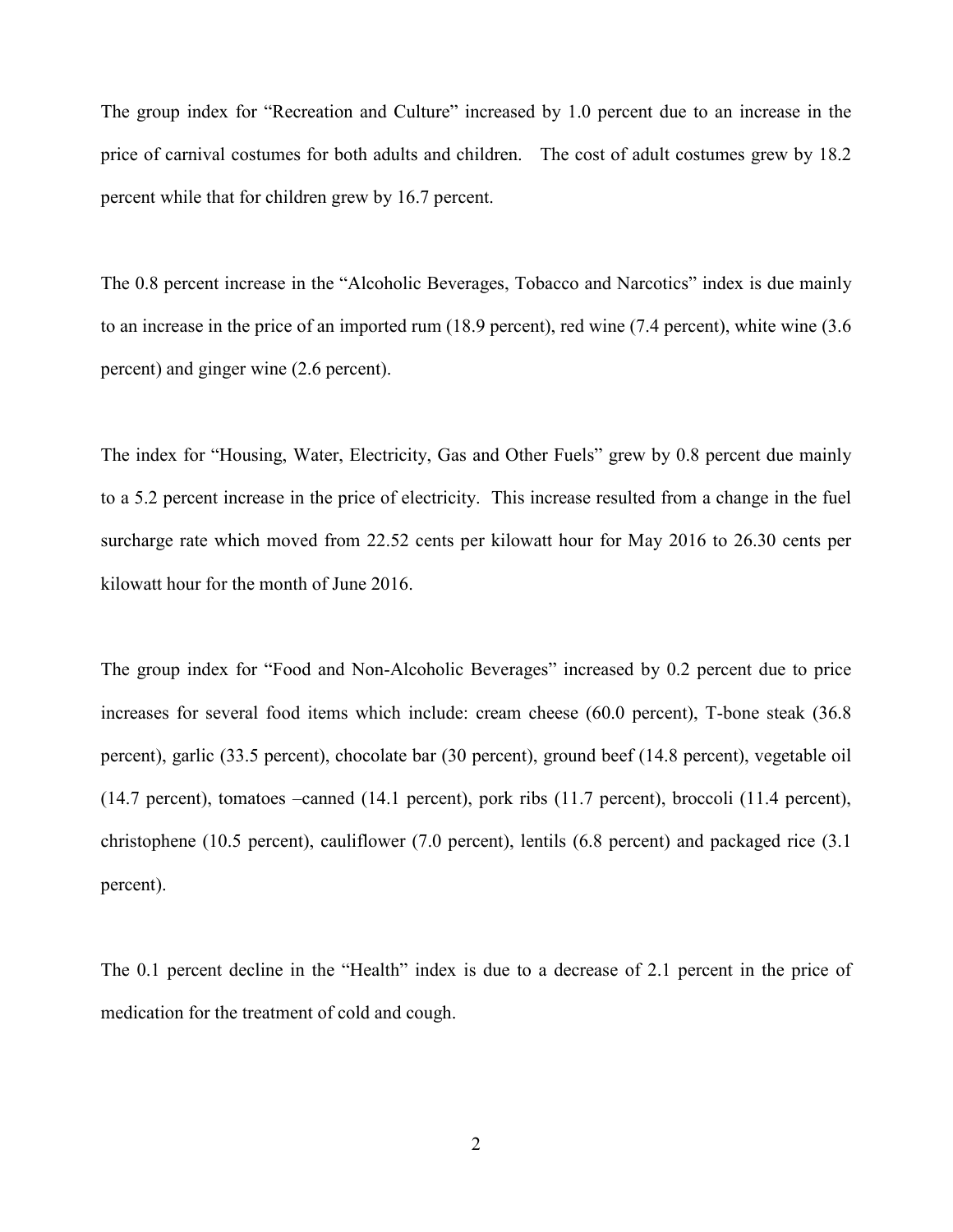The group index for “Recreation and Culture” increased by 1.0 percent due to an increase in the price of carnival costumes for both adults and children. The cost of adult costumes grew by 18.2 percent while that for children grew by 16.7 percent.

The 0.8 percent increase in the “Alcoholic Beverages, Tobacco and Narcotics” index is due mainly to an increase in the price of an imported rum (18.9 percent), red wine (7.4 percent), white wine (3.6 percent) and ginger wine (2.6 percent).

The index for “Housing, Water, Electricity, Gas and Other Fuels” grew by 0.8 percent due mainly to a 5.2 percent increase in the price of electricity. This increase resulted from a change in the fuel surcharge rate which moved from 22.52 cents per kilowatt hour for May 2016 to 26.30 cents per kilowatt hour for the month of June 2016.

The group index for “Food and Non-Alcoholic Beverages” increased by 0.2 percent due to price increases for several food items which include: cream cheese (60.0 percent), T-bone steak (36.8 percent), garlic (33.5 percent), chocolate bar (30 percent), ground beef (14.8 percent), vegetable oil (14.7 percent), tomatoes –canned (14.1 percent), pork ribs (11.7 percent), broccoli (11.4 percent), christophene (10.5 percent), cauliflower (7.0 percent), lentils (6.8 percent) and packaged rice (3.1 percent).

The 0.1 percent decline in the “Health” index is due to a decrease of 2.1 percent in the price of medication for the treatment of cold and cough.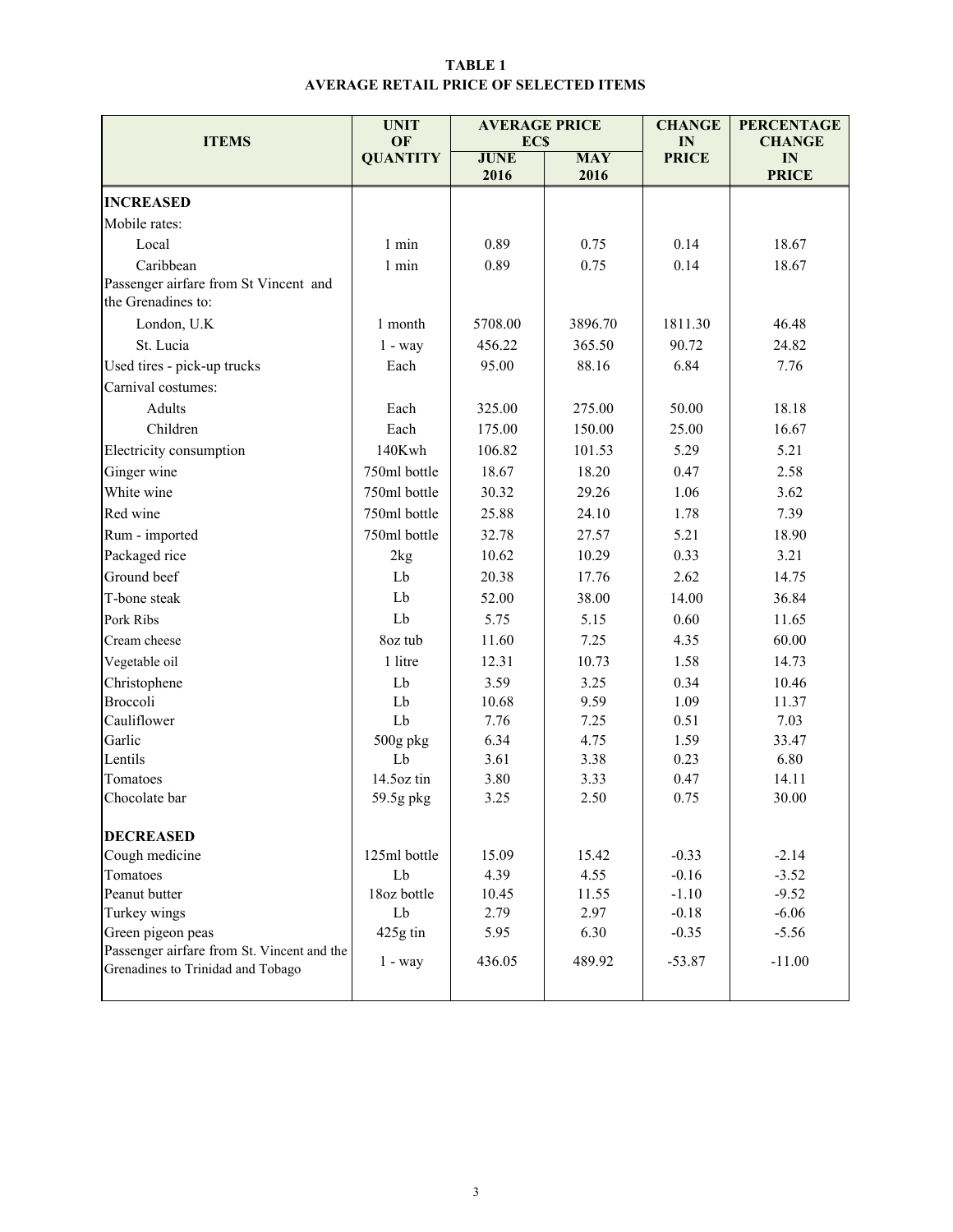**TABLE 1**
**AVERAGE RETAIL PRICE OF SELECTED ITEMS**

| ITEMS | UNIT OF QUANTITY | AVERAGE PRICE EC$ | | CHANGE IN PRICE | PERCENTAGE CHANGE IN PRICE |
|---|---|---|---|---|---|
| | | JUNE 2016 | MAY 2016 | | |
| **INCREASED** | | | | | |
| Mobile rates: | | | | | |
| Local | 1 min | 0.89 | 0.75 | 0.14 | 18.67 |
| Caribbean | 1 min | 0.89 | 0.75 | 0.14 | 18.67 |
| Passenger airfare from St Vincent and the Grenadines to: | | | | | |
| London, U.K | 1 month | 5708.00 | 3896.70 | 1811.30 | 46.48 |
| St. Lucia | 1 - way | 456.22 | 365.50 | 90.72 | 24.82 |
| Used tires - pick-up trucks | Each | 95.00 | 88.16 | 6.84 | 7.76 |
| Carnival costumes: | | | | | |
| Adults | Each | 325.00 | 275.00 | 50.00 | 18.18 |
| Children | Each | 175.00 | 150.00 | 25.00 | 16.67 |
| Electricity consumption | 140Kwh | 106.82 | 101.53 | 5.29 | 5.21 |
| Ginger wine | 750ml bottle | 18.67 | 18.20 | 0.47 | 2.58 |
| White wine | 750ml bottle | 30.32 | 29.26 | 1.06 | 3.62 |
| Red wine | 750ml bottle | 25.88 | 24.10 | 1.78 | 7.39 |
| Rum - imported | 750ml bottle | 32.78 | 27.57 | 5.21 | 18.90 |
| Packaged rice | 2kg | 10.62 | 10.29 | 0.33 | 3.21 |
| Ground beef | Lb | 20.38 | 17.76 | 2.62 | 14.75 |
| T-bone steak | Lb | 52.00 | 38.00 | 14.00 | 36.84 |
| Pork Ribs | Lb | 5.75 | 5.15 | 0.60 | 11.65 |
| Cream cheese | 8oz tub | 11.60 | 7.25 | 4.35 | 60.00 |
| Vegetable oil | 1 litre | 12.31 | 10.73 | 1.58 | 14.73 |
| Christophene | Lb | 3.59 | 3.25 | 0.34 | 10.46 |
| Broccoli | Lb | 10.68 | 9.59 | 1.09 | 11.37 |
| Cauliflower | Lb | 7.76 | 7.25 | 0.51 | 7.03 |
| Garlic | 500g pkg | 6.34 | 4.75 | 1.59 | 33.47 |
| Lentils | Lb | 3.61 | 3.38 | 0.23 | 6.80 |
| Tomatoes | 14.5oz tin | 3.80 | 3.33 | 0.47 | 14.11 |
| Chocolate bar | 59.5g pkg | 3.25 | 2.50 | 0.75 | 30.00 |
| **DECREASED** | | | | | |
| Cough medicine | 125ml bottle | 15.09 | 15.42 | -0.33 | -2.14 |
| Tomatoes | Lb | 4.39 | 4.55 | -0.16 | -3.52 |
| Peanut butter | 18oz bottle | 10.45 | 11.55 | -1.10 | -9.52 |
| Turkey wings | Lb | 2.79 | 2.97 | -0.18 | -6.06 |
| Green pigeon peas | 425g tin | 5.95 | 6.30 | -0.35 | -5.56 |
| Passenger airfare from St. Vincent and the Grenadines to Trinidad and Tobago | 1 - way | 436.05 | 489.92 | -53.87 | -11.00 |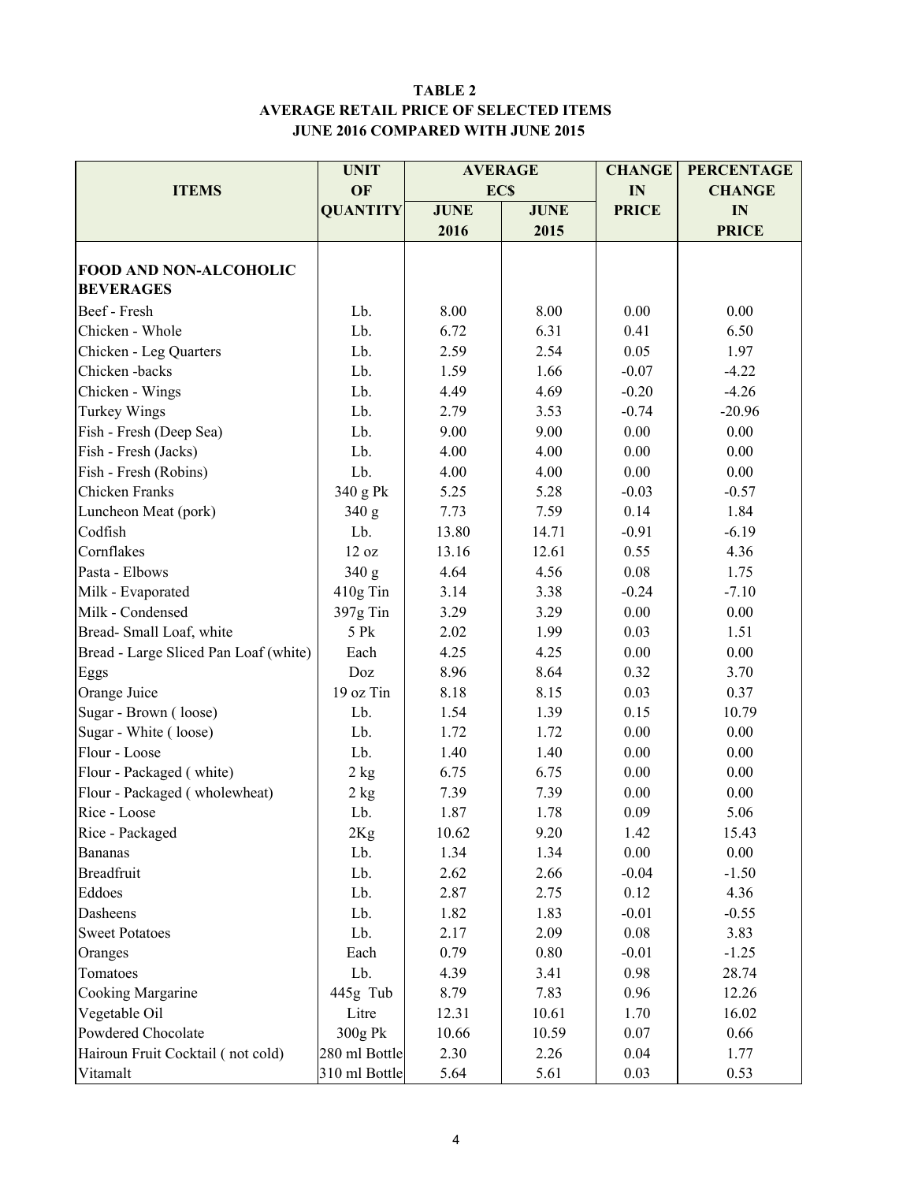**TABLE 2**
**AVERAGE RETAIL PRICE OF SELECTED ITEMS**
**JUNE 2016 COMPARED WITH JUNE 2015**

| ITEMS | UNIT OF QUANTITY | AVERAGE EC$ | | CHANGE IN PRICE | PERCENTAGE CHANGE IN PRICE |
|---|---|---|---|---|---|
| | | JUNE 2016 | JUNE 2015 | | |
| **FOOD AND NON-ALCOHOLIC BEVERAGES** | | | | | |
| Beef - Fresh | Lb. | 8.00 | 8.00 | 0.00 | 0.00 |
| Chicken - Whole | Lb. | 6.72 | 6.31 | 0.41 | 6.50 |
| Chicken - Leg Quarters | Lb. | 2.59 | 2.54 | 0.05 | 1.97 |
| Chicken -backs | Lb. | 1.59 | 1.66 | -0.07 | -4.22 |
| Chicken - Wings | Lb. | 4.49 | 4.69 | -0.20 | -4.26 |
| Turkey Wings | Lb. | 2.79 | 3.53 | -0.74 | -20.96 |
| Fish - Fresh (Deep Sea) | Lb. | 9.00 | 9.00 | 0.00 | 0.00 |
| Fish - Fresh (Jacks) | Lb. | 4.00 | 4.00 | 0.00 | 0.00 |
| Fish - Fresh (Robins) | Lb. | 4.00 | 4.00 | 0.00 | 0.00 |
| Chicken Franks | 340 g Pk | 5.25 | 5.28 | -0.03 | -0.57 |
| Luncheon Meat (pork) | 340 g | 7.73 | 7.59 | 0.14 | 1.84 |
| Codfish | Lb. | 13.80 | 14.71 | -0.91 | -6.19 |
| Cornflakes | 12 oz | 13.16 | 12.61 | 0.55 | 4.36 |
| Pasta - Elbows | 340 g | 4.64 | 4.56 | 0.08 | 1.75 |
| Milk - Evaporated | 410g Tin | 3.14 | 3.38 | -0.24 | -7.10 |
| Milk - Condensed | 397g Tin | 3.29 | 3.29 | 0.00 | 0.00 |
| Bread- Small Loaf, white | 5 Pk | 2.02 | 1.99 | 0.03 | 1.51 |
| Bread - Large Sliced Pan Loaf (white) | Each | 4.25 | 4.25 | 0.00 | 0.00 |
| Eggs | Doz | 8.96 | 8.64 | 0.32 | 3.70 |
| Orange Juice | 19 oz Tin | 8.18 | 8.15 | 0.03 | 0.37 |
| Sugar - Brown ( loose) | Lb. | 1.54 | 1.39 | 0.15 | 10.79 |
| Sugar - White ( loose) | Lb. | 1.72 | 1.72 | 0.00 | 0.00 |
| Flour - Loose | Lb. | 1.40 | 1.40 | 0.00 | 0.00 |
| Flour - Packaged ( white) | 2 kg | 6.75 | 6.75 | 0.00 | 0.00 |
| Flour - Packaged ( wholewheat) | 2 kg | 7.39 | 7.39 | 0.00 | 0.00 |
| Rice - Loose | Lb. | 1.87 | 1.78 | 0.09 | 5.06 |
| Rice - Packaged | 2Kg | 10.62 | 9.20 | 1.42 | 15.43 |
| Bananas | Lb. | 1.34 | 1.34 | 0.00 | 0.00 |
| Breadfruit | Lb. | 2.62 | 2.66 | -0.04 | -1.50 |
| Eddoes | Lb. | 2.87 | 2.75 | 0.12 | 4.36 |
| Dasheens | Lb. | 1.82 | 1.83 | -0.01 | -0.55 |
| Sweet Potatoes | Lb. | 2.17 | 2.09 | 0.08 | 3.83 |
| Oranges | Each | 0.79 | 0.80 | -0.01 | -1.25 |
| Tomatoes | Lb. | 4.39 | 3.41 | 0.98 | 28.74 |
| Cooking Margarine | 445g Tub | 8.79 | 7.83 | 0.96 | 12.26 |
| Vegetable Oil | Litre | 12.31 | 10.61 | 1.70 | 16.02 |
| Powdered Chocolate | 300g Pk | 10.66 | 10.59 | 0.07 | 0.66 |
| Hairoun Fruit Cocktail ( not cold) | 280 ml Bottle | 2.30 | 2.26 | 0.04 | 1.77 |
| Vitamalt | 310 ml Bottle | 5.64 | 5.61 | 0.03 | 0.53 |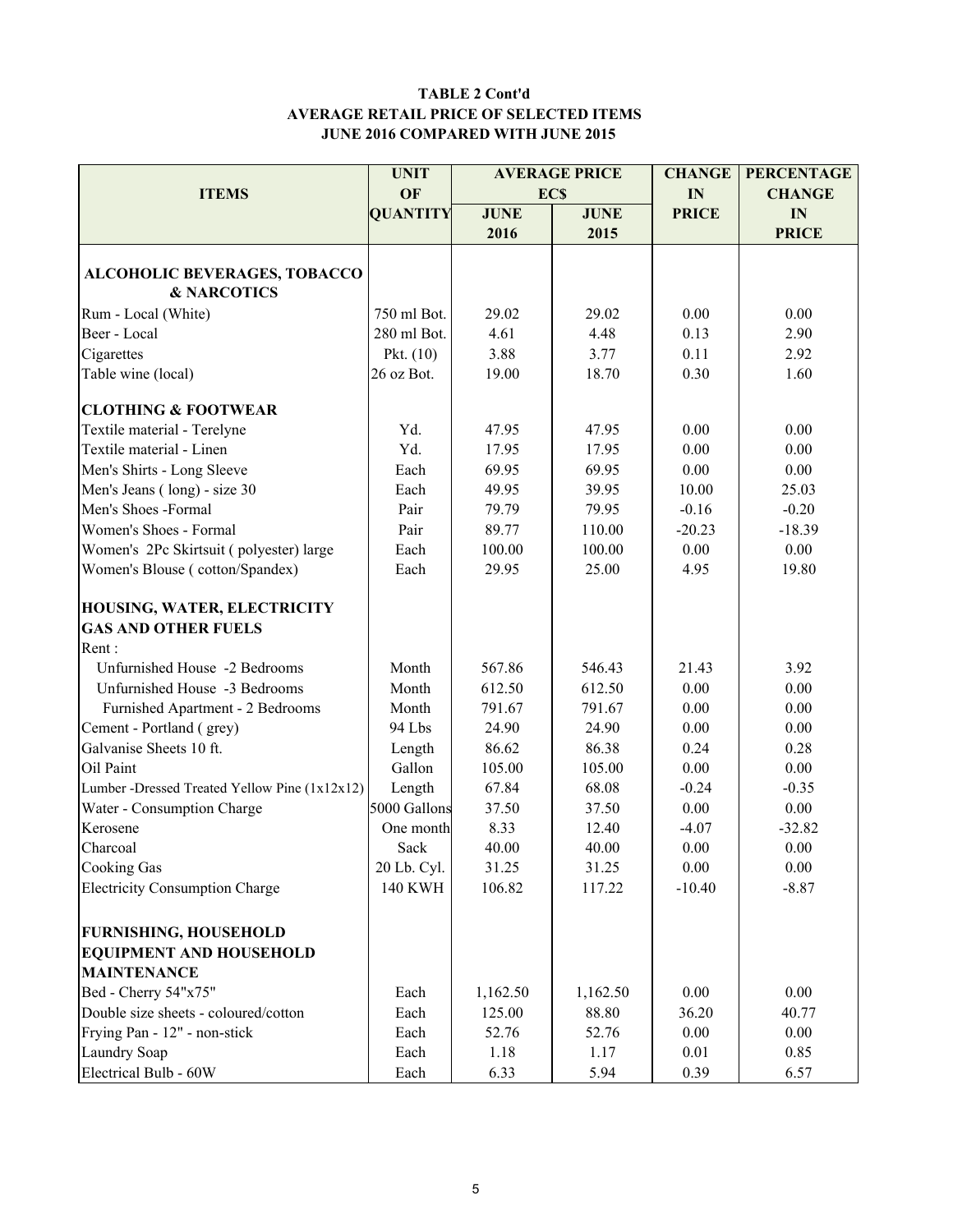**TABLE 2 Cont'd**
**AVERAGE RETAIL PRICE OF SELECTED ITEMS**
**JUNE 2016 COMPARED WITH JUNE 2015**

| ITEMS | UNIT OF QUANTITY | AVERAGE PRICE EC$ JUNE 2016 | AVERAGE PRICE EC$ JUNE 2015 | CHANGE IN PRICE | PERCENTAGE CHANGE IN PRICE |
|---|---|---|---|---|---|
| **ALCOHOLIC BEVERAGES, TOBACCO & NARCOTICS** | | | | | |
| Rum - Local (White) | 750 ml Bot. | 29.02 | 29.02 | 0.00 | 0.00 |
| Beer - Local | 280 ml Bot. | 4.61 | 4.48 | 0.13 | 2.90 |
| Cigarettes | Pkt. (10) | 3.88 | 3.77 | 0.11 | 2.92 |
| Table wine (local) | 26 oz Bot. | 19.00 | 18.70 | 0.30 | 1.60 |
| **CLOTHING & FOOTWEAR** | | | | | |
| Textile material - Terelyne | Yd. | 47.95 | 47.95 | 0.00 | 0.00 |
| Textile material - Linen | Yd. | 17.95 | 17.95 | 0.00 | 0.00 |
| Men's Shirts - Long Sleeve | Each | 69.95 | 69.95 | 0.00 | 0.00 |
| Men's Jeans ( long) - size 30 | Each | 49.95 | 39.95 | 10.00 | 25.03 |
| Men's Shoes -Formal | Pair | 79.79 | 79.95 | -0.16 | -0.20 |
| Women's Shoes - Formal | Pair | 89.77 | 110.00 | -20.23 | -18.39 |
| Women's 2Pc Skirtsuit ( polyester) large | Each | 100.00 | 100.00 | 0.00 | 0.00 |
| Women's Blouse ( cotton/Spandex) | Each | 29.95 | 25.00 | 4.95 | 19.80 |
| **HOUSING, WATER, ELECTRICITY GAS AND OTHER FUELS** | | | | | |
| Rent : | | | | | |
| Unfurnished House -2 Bedrooms | Month | 567.86 | 546.43 | 21.43 | 3.92 |
| Unfurnished House -3 Bedrooms | Month | 612.50 | 612.50 | 0.00 | 0.00 |
| Furnished Apartment - 2 Bedrooms | Month | 791.67 | 791.67 | 0.00 | 0.00 |
| Cement - Portland ( grey) | 94 Lbs | 24.90 | 24.90 | 0.00 | 0.00 |
| Galvanise Sheets 10 ft. | Length | 86.62 | 86.38 | 0.24 | 0.28 |
| Oil Paint | Gallon | 105.00 | 105.00 | 0.00 | 0.00 |
| Lumber -Dressed Treated Yellow Pine (1x12x12) | Length | 67.84 | 68.08 | -0.24 | -0.35 |
| Water - Consumption Charge | 5000 Gallons | 37.50 | 37.50 | 0.00 | 0.00 |
| Kerosene | One month | 8.33 | 12.40 | -4.07 | -32.82 |
| Charcoal | Sack | 40.00 | 40.00 | 0.00 | 0.00 |
| Cooking Gas | 20 Lb. Cyl. | 31.25 | 31.25 | 0.00 | 0.00 |
| Electricity Consumption Charge | 140 KWH | 106.82 | 117.22 | -10.40 | -8.87 |
| **FURNISHING, HOUSEHOLD EQUIPMENT AND HOUSEHOLD MAINTENANCE** | | | | | |
| Bed - Cherry 54"x75" | Each | 1,162.50 | 1,162.50 | 0.00 | 0.00 |
| Double size sheets - coloured/cotton | Each | 125.00 | 88.80 | 36.20 | 40.77 |
| Frying Pan - 12" - non-stick | Each | 52.76 | 52.76 | 0.00 | 0.00 |
| Laundry Soap | Each | 1.18 | 1.17 | 0.01 | 0.85 |
| Electrical Bulb - 60W | Each | 6.33 | 5.94 | 0.39 | 6.57 |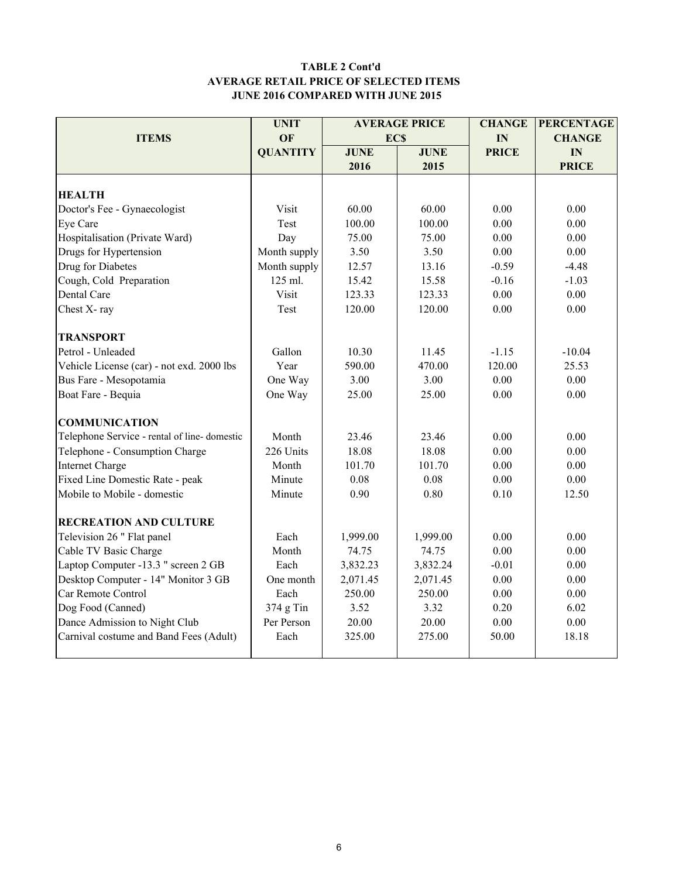**TABLE 2 Cont'd**
**AVERAGE RETAIL PRICE OF SELECTED ITEMS**
**JUNE 2016 COMPARED WITH JUNE 2015**

| ITEMS | UNIT OF QUANTITY | AVERAGE PRICE EC$ | | CHANGE IN PRICE | PERCENTAGE CHANGE IN PRICE |
|---|---|---|---|---|---|
| | | JUNE 2016 | JUNE 2015 | | |
| **HEALTH** | | | | | |
| Doctor's Fee - Gynaecologist | Visit | 60.00 | 60.00 | 0.00 | 0.00 |
| Eye Care | Test | 100.00 | 100.00 | 0.00 | 0.00 |
| Hospitalisation (Private Ward) | Day | 75.00 | 75.00 | 0.00 | 0.00 |
| Drugs for Hypertension | Month supply | 3.50 | 3.50 | 0.00 | 0.00 |
| Drug for Diabetes | Month supply | 12.57 | 13.16 | -0.59 | -4.48 |
| Cough, Cold Preparation | 125 ml. | 15.42 | 15.58 | -0.16 | -1.03 |
| Dental Care | Visit | 123.33 | 123.33 | 0.00 | 0.00 |
| Chest X- ray | Test | 120.00 | 120.00 | 0.00 | 0.00 |
| **TRANSPORT** | | | | | |
| Petrol - Unleaded | Gallon | 10.30 | 11.45 | -1.15 | -10.04 |
| Vehicle License (car) - not exd. 2000 lbs | Year | 590.00 | 470.00 | 120.00 | 25.53 |
| Bus Fare - Mesopotamia | One Way | 3.00 | 3.00 | 0.00 | 0.00 |
| Boat Fare - Bequia | One Way | 25.00 | 25.00 | 0.00 | 0.00 |
| **COMMUNICATION** | | | | | |
| Telephone Service - rental of line- domestic | Month | 23.46 | 23.46 | 0.00 | 0.00 |
| Telephone - Consumption Charge | 226 Units | 18.08 | 18.08 | 0.00 | 0.00 |
| Internet Charge | Month | 101.70 | 101.70 | 0.00 | 0.00 |
| Fixed Line Domestic Rate - peak | Minute | 0.08 | 0.08 | 0.00 | 0.00 |
| Mobile to Mobile - domestic | Minute | 0.90 | 0.80 | 0.10 | 12.50 |
| **RECREATION AND CULTURE** | | | | | |
| Television 26 " Flat panel | Each | 1,999.00 | 1,999.00 | 0.00 | 0.00 |
| Cable TV Basic Charge | Month | 74.75 | 74.75 | 0.00 | 0.00 |
| Laptop Computer -13.3 " screen 2 GB | Each | 3,832.23 | 3,832.24 | -0.01 | 0.00 |
| Desktop Computer - 14" Monitor 3 GB | One month | 2,071.45 | 2,071.45 | 0.00 | 0.00 |
| Car Remote Control | Each | 250.00 | 250.00 | 0.00 | 0.00 |
| Dog Food (Canned) | 374 g Tin | 3.52 | 3.32 | 0.20 | 6.02 |
| Dance Admission to Night Club | Per Person | 20.00 | 20.00 | 0.00 | 0.00 |
| Carnival costume and Band Fees (Adult) | Each | 325.00 | 275.00 | 50.00 | 18.18 |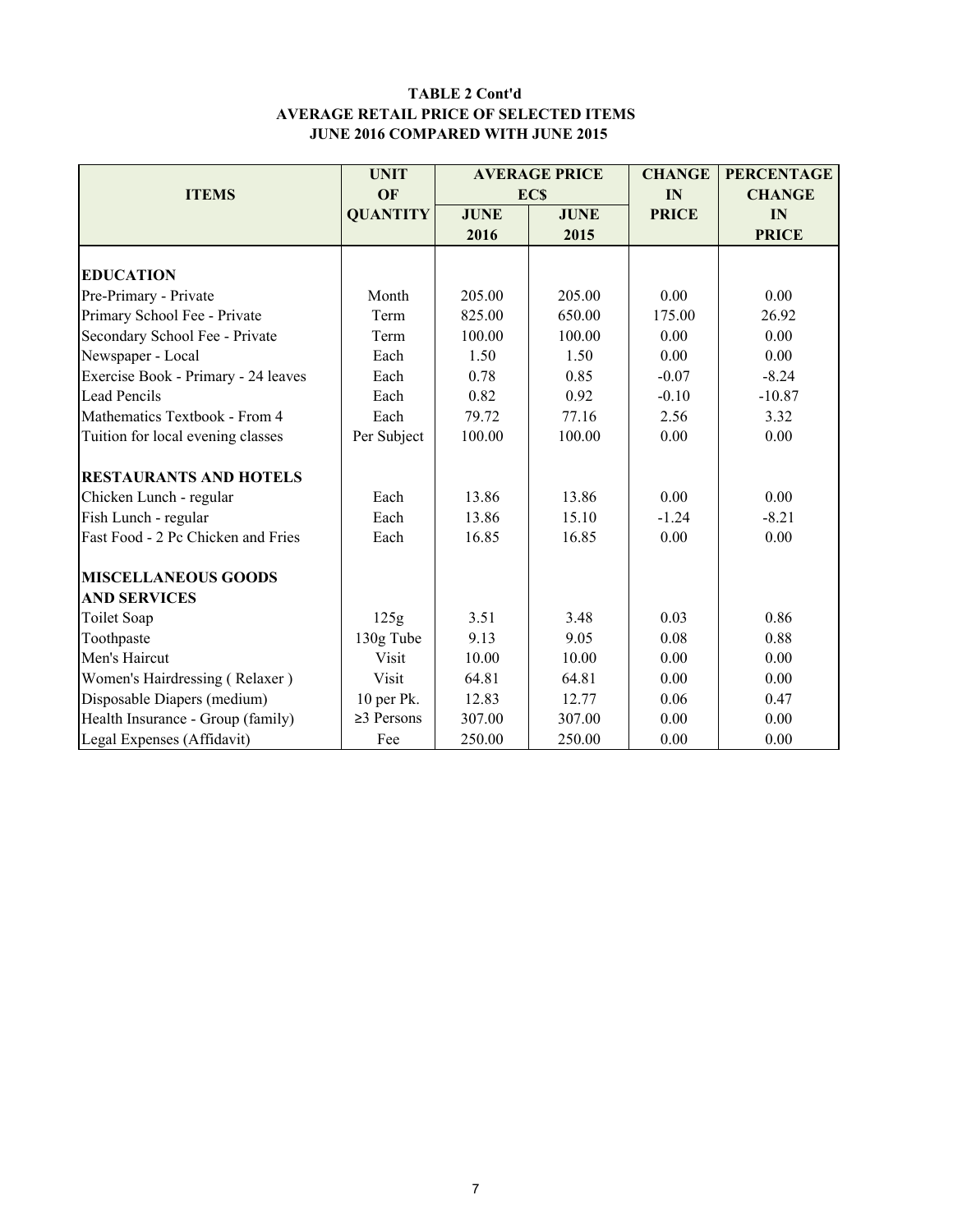**TABLE 2 Cont'd**
**AVERAGE RETAIL PRICE OF SELECTED ITEMS**
**JUNE 2016 COMPARED WITH JUNE 2015**

| ITEMS | UNIT OF QUANTITY | AVERAGE PRICE EC$ | | CHANGE IN PRICE | PERCENTAGE CHANGE IN PRICE |
|---|---|---|---|---|---|
| | | JUNE 2016 | JUNE 2015 | | |
| **EDUCATION** | | | | | |
| Pre-Primary - Private | Month | 205.00 | 205.00 | 0.00 | 0.00 |
| Primary School Fee - Private | Term | 825.00 | 650.00 | 175.00 | 26.92 |
| Secondary School Fee - Private | Term | 100.00 | 100.00 | 0.00 | 0.00 |
| Newspaper - Local | Each | 1.50 | 1.50 | 0.00 | 0.00 |
| Exercise Book - Primary - 24 leaves | Each | 0.78 | 0.85 | -0.07 | -8.24 |
| Lead Pencils | Each | 0.82 | 0.92 | -0.10 | -10.87 |
| Mathematics Textbook - From 4 | Each | 79.72 | 77.16 | 2.56 | 3.32 |
| Tuition for local evening classes | Per Subject | 100.00 | 100.00 | 0.00 | 0.00 |
| **RESTAURANTS AND HOTELS** | | | | | |
| Chicken Lunch - regular | Each | 13.86 | 13.86 | 0.00 | 0.00 |
| Fish Lunch - regular | Each | 13.86 | 15.10 | -1.24 | -8.21 |
| Fast Food - 2 Pc Chicken and Fries | Each | 16.85 | 16.85 | 0.00 | 0.00 |
| **MISCELLANEOUS GOODS AND SERVICES** | | | | | |
| Toilet Soap | 125g | 3.51 | 3.48 | 0.03 | 0.86 |
| Toothpaste | 130g Tube | 9.13 | 9.05 | 0.08 | 0.88 |
| Men's Haircut | Visit | 10.00 | 10.00 | 0.00 | 0.00 |
| Women's Hairdressing ( Relaxer ) | Visit | 64.81 | 64.81 | 0.00 | 0.00 |
| Disposable Diapers (medium) | 10 per Pk. | 12.83 | 12.77 | 0.06 | 0.47 |
| Health Insurance - Group (family) | ≥3 Persons | 307.00 | 307.00 | 0.00 | 0.00 |
| Legal Expenses (Affidavit) | Fee | 250.00 | 250.00 | 0.00 | 0.00 |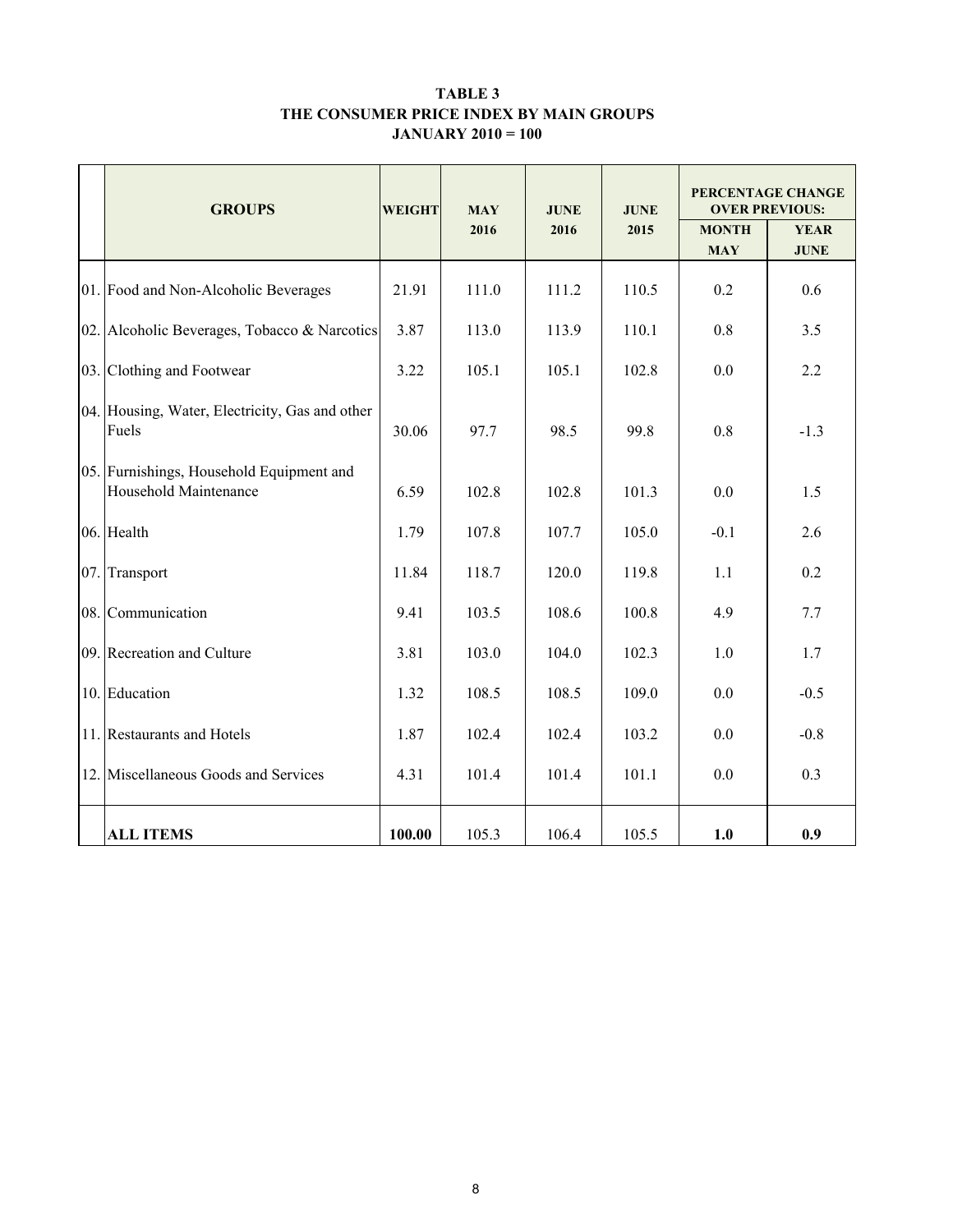**TABLE 3**
**THE CONSUMER PRICE INDEX BY MAIN GROUPS**
**JANUARY 2010 = 100**

| | GROUPS | WEIGHT | MAY 2016 | JUNE 2016 | JUNE 2015 | PERCENTAGE CHANGE OVER PREVIOUS: | |
|---|---|---|---|---|---|---|---|
| | | | | | | MONTH MAY | YEAR JUNE |
| 01. | Food and Non-Alcoholic Beverages | 21.91 | 111.0 | 111.2 | 110.5 | 0.2 | 0.6 |
| 02. | Alcoholic Beverages, Tobacco & Narcotics | 3.87 | 113.0 | 113.9 | 110.1 | 0.8 | 3.5 |
| 03. | Clothing and Footwear | 3.22 | 105.1 | 105.1 | 102.8 | 0.0 | 2.2 |
| 04. | Housing, Water, Electricity, Gas and other Fuels | 30.06 | 97.7 | 98.5 | 99.8 | 0.8 | -1.3 |
| 05. | Furnishings, Household Equipment and Household Maintenance | 6.59 | 102.8 | 102.8 | 101.3 | 0.0 | 1.5 |
| 06. | Health | 1.79 | 107.8 | 107.7 | 105.0 | -0.1 | 2.6 |
| 07. | Transport | 11.84 | 118.7 | 120.0 | 119.8 | 1.1 | 0.2 |
| 08. | Communication | 9.41 | 103.5 | 108.6 | 100.8 | 4.9 | 7.7 |
| 09. | Recreation and Culture | 3.81 | 103.0 | 104.0 | 102.3 | 1.0 | 1.7 |
| 10. | Education | 1.32 | 108.5 | 108.5 | 109.0 | 0.0 | -0.5 |
| 11. | Restaurants and Hotels | 1.87 | 102.4 | 102.4 | 103.2 | 0.0 | -0.8 |
| 12. | Miscellaneous Goods and Services | 4.31 | 101.4 | 101.4 | 101.1 | 0.0 | 0.3 |
| | **ALL ITEMS** | **100.00** | 105.3 | 106.4 | 105.5 | **1.0** | **0.9** |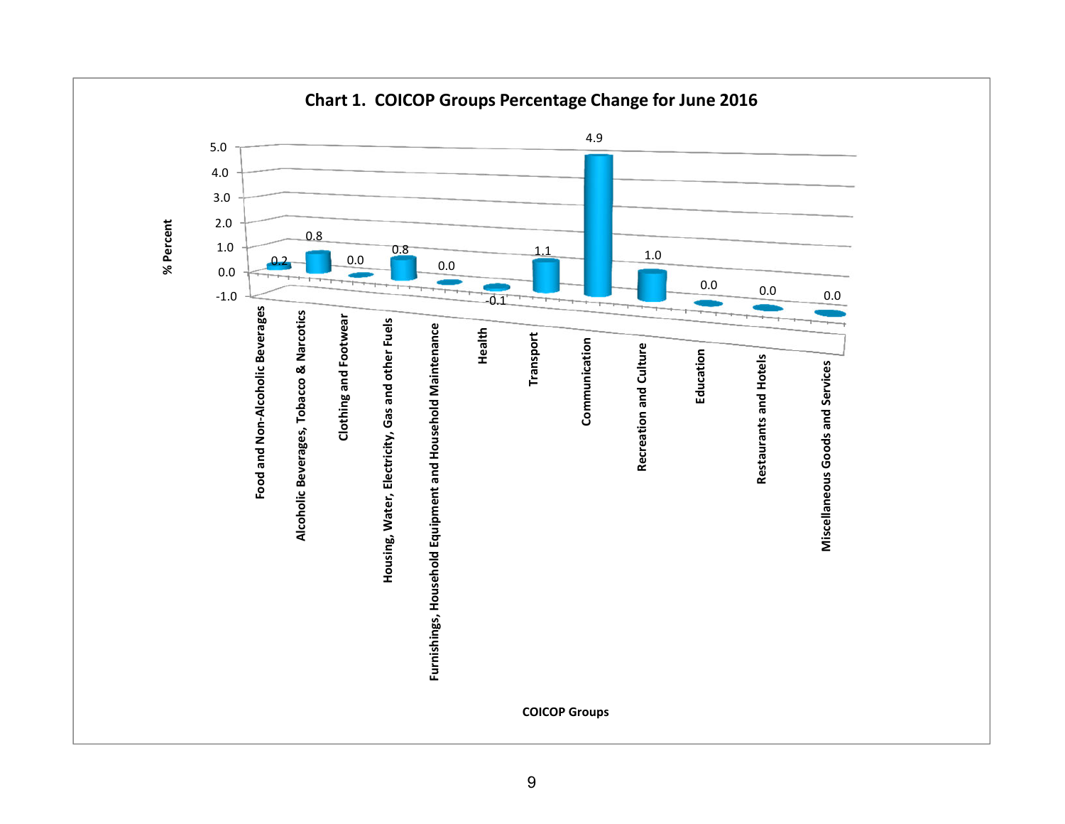**Chart 1. COICOP Groups Percentage Change for June 2016**

| COICOP Groups | % Percent |
|---|---|
| Food and Non-Alcoholic Beverages | 0.2 |
| Alcoholic Beverages, Tobacco & Narcotics | 0.8 |
| Clothing and Footwear | 0.0 |
| Housing, Water, Electricity, Gas and other Fuels | 0.8 |
| Furnishings, Household Equipment and Household Maintenance | 0.0 |
| Health | -0.1 |
| Transport | 1.1 |
| Communication | 4.9 |
| Recreation and Culture | 1.0 |
| Education | 0.0 |
| Restaurants and Hotels | 0.0 |
| Miscellaneous Goods and Services | 0.0 |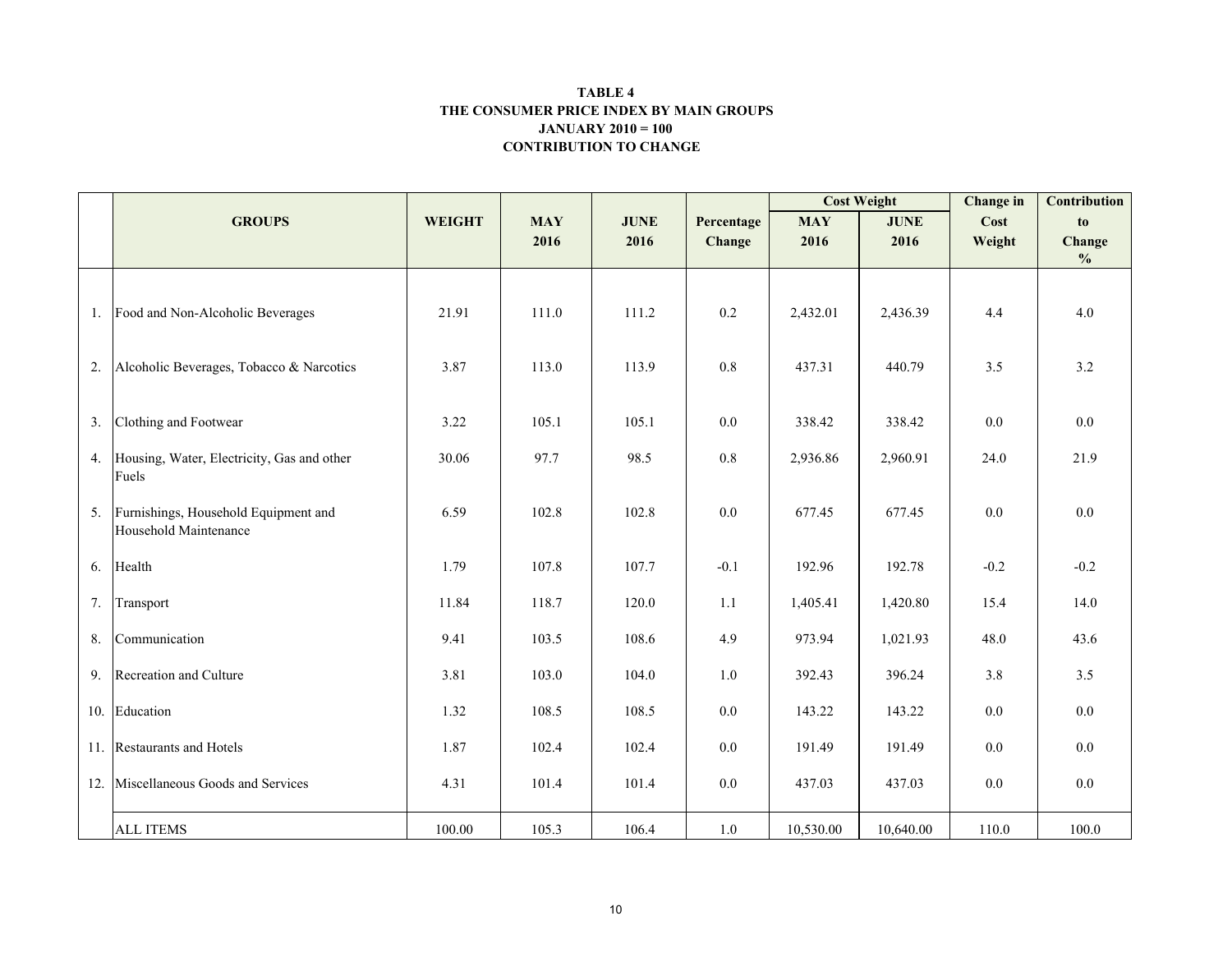**TABLE 4**
**THE CONSUMER PRICE INDEX BY MAIN GROUPS**
**JANUARY 2010 = 100**
**CONTRIBUTION TO CHANGE**

| | GROUPS | WEIGHT | MAY 2016 | JUNE 2016 | Percentage Change | Cost Weight MAY 2016 | Cost Weight JUNE 2016 | Change in Cost Weight | Contribution to Change % |
|---|---|---|---|---|---|---|---|---|---|
| 1. | Food and Non-Alcoholic Beverages | 21.91 | 111.0 | 111.2 | 0.2 | 2,432.01 | 2,436.39 | 4.4 | 4.0 |
| 2. | Alcoholic Beverages, Tobacco & Narcotics | 3.87 | 113.0 | 113.9 | 0.8 | 437.31 | 440.79 | 3.5 | 3.2 |
| 3. | Clothing and Footwear | 3.22 | 105.1 | 105.1 | 0.0 | 338.42 | 338.42 | 0.0 | 0.0 |
| 4. | Housing, Water, Electricity, Gas and other Fuels | 30.06 | 97.7 | 98.5 | 0.8 | 2,936.86 | 2,960.91 | 24.0 | 21.9 |
| 5. | Furnishings, Household Equipment and Household Maintenance | 6.59 | 102.8 | 102.8 | 0.0 | 677.45 | 677.45 | 0.0 | 0.0 |
| 6. | Health | 1.79 | 107.8 | 107.7 | -0.1 | 192.96 | 192.78 | -0.2 | -0.2 |
| 7. | Transport | 11.84 | 118.7 | 120.0 | 1.1 | 1,405.41 | 1,420.80 | 15.4 | 14.0 |
| 8. | Communication | 9.41 | 103.5 | 108.6 | 4.9 | 973.94 | 1,021.93 | 48.0 | 43.6 |
| 9. | Recreation and Culture | 3.81 | 103.0 | 104.0 | 1.0 | 392.43 | 396.24 | 3.8 | 3.5 |
| 10. | Education | 1.32 | 108.5 | 108.5 | 0.0 | 143.22 | 143.22 | 0.0 | 0.0 |
| 11. | Restaurants and Hotels | 1.87 | 102.4 | 102.4 | 0.0 | 191.49 | 191.49 | 0.0 | 0.0 |
| 12. | Miscellaneous Goods and Services | 4.31 | 101.4 | 101.4 | 0.0 | 437.03 | 437.03 | 0.0 | 0.0 |
| | ALL ITEMS | 100.00 | 105.3 | 106.4 | 1.0 | 10,530.00 | 10,640.00 | 110.0 | 100.0 |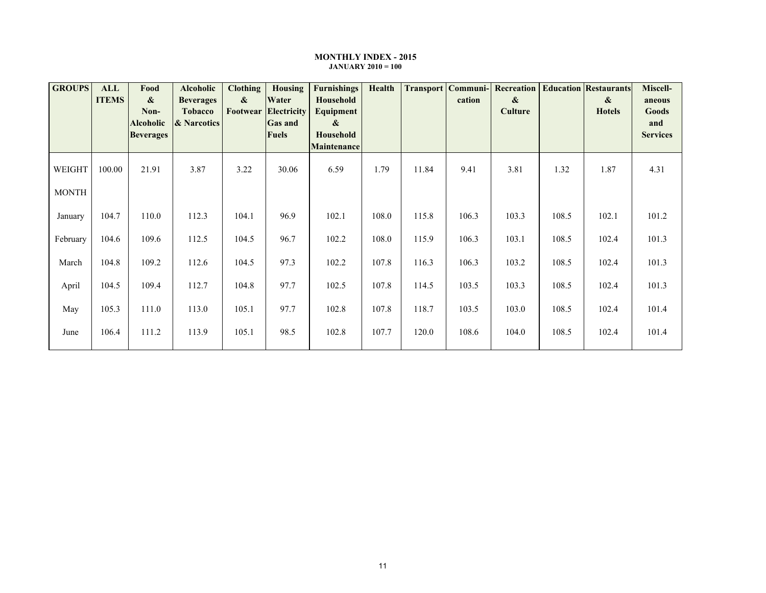**MONTHLY INDEX - 2015**
**JANUARY 2010 = 100**

| GROUPS | ALL ITEMS | Food & Non-Alcoholic Beverages | Alcoholic Beverages Tobacco & Narcotics | Clothing & Footwear | Housing Water Electricity Gas and Fuels | Furnishings Household Equipment & Household Maintenance | Health | Transport | Communi-cation | Recreation & Culture | Education | Restaurants & Hotels | Miscell-aneous Goods and Services |
|---|---|---|---|---|---|---|---|---|---|---|---|---|---|
| WEIGHT | 100.00 | 21.91 | 3.87 | 3.22 | 30.06 | 6.59 | 1.79 | 11.84 | 9.41 | 3.81 | 1.32 | 1.87 | 4.31 |
| MONTH | | | | | | | | | | | | | |
| January | 104.7 | 110.0 | 112.3 | 104.1 | 96.9 | 102.1 | 108.0 | 115.8 | 106.3 | 103.3 | 108.5 | 102.1 | 101.2 |
| February | 104.6 | 109.6 | 112.5 | 104.5 | 96.7 | 102.2 | 108.0 | 115.9 | 106.3 | 103.1 | 108.5 | 102.4 | 101.3 |
| March | 104.8 | 109.2 | 112.6 | 104.5 | 97.3 | 102.2 | 107.8 | 116.3 | 106.3 | 103.2 | 108.5 | 102.4 | 101.3 |
| April | 104.5 | 109.4 | 112.7 | 104.8 | 97.7 | 102.5 | 107.8 | 114.5 | 103.5 | 103.3 | 108.5 | 102.4 | 101.3 |
| May | 105.3 | 111.0 | 113.0 | 105.1 | 97.7 | 102.8 | 107.8 | 118.7 | 103.5 | 103.0 | 108.5 | 102.4 | 101.4 |
| June | 106.4 | 111.2 | 113.9 | 105.1 | 98.5 | 102.8 | 107.7 | 120.0 | 108.6 | 104.0 | 108.5 | 102.4 | 101.4 |